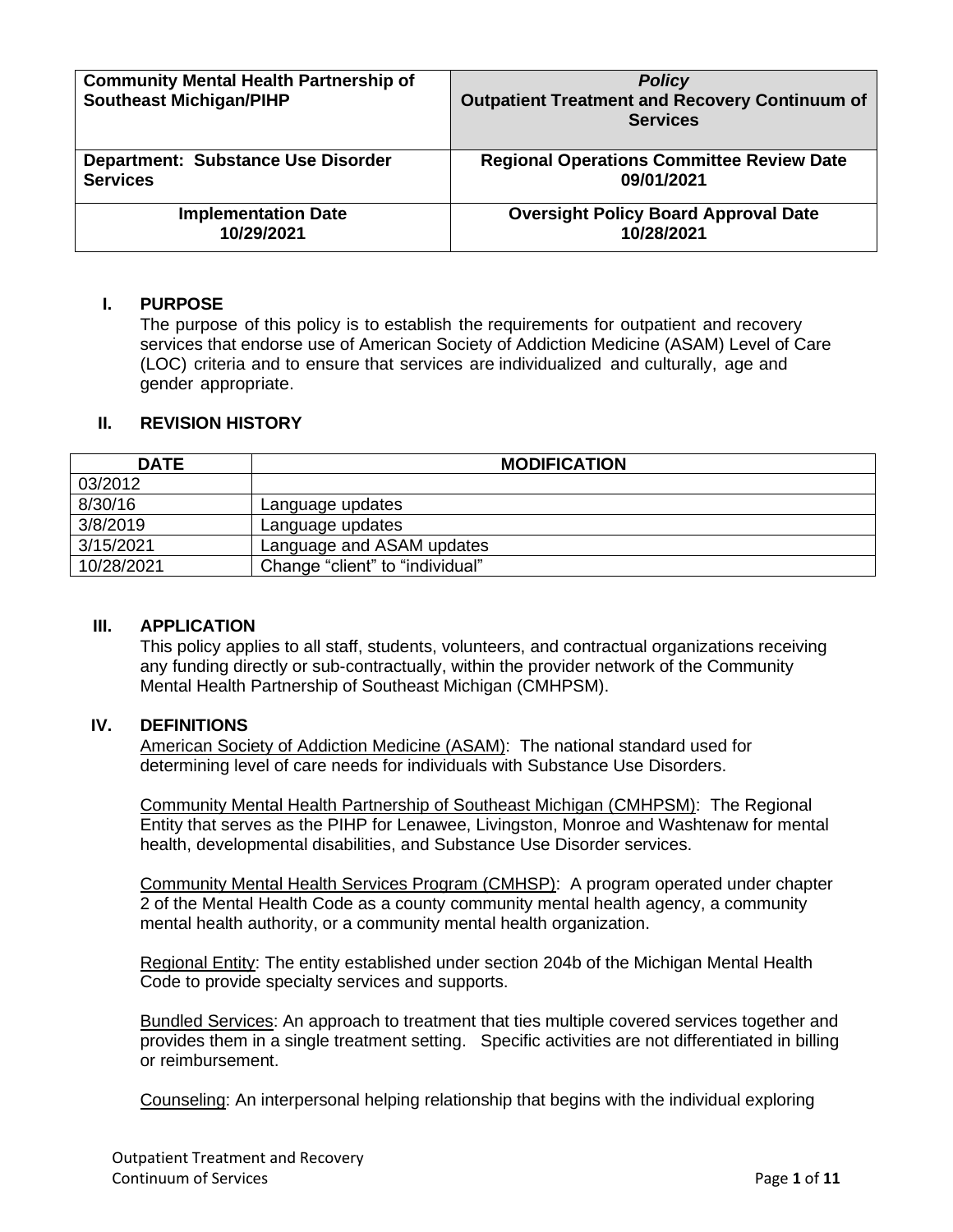| Community Mental Health Partnership of Southeast Michigan/PIHP | *Policy* **Outpatient Treatment and Recovery Continuum of Services** |
|---|---|
| **Department: Substance Use Disorder Services** | **Regional Operations Committee Review Date 09/01/2021** |
| **Implementation Date 10/29/2021** | **Oversight Policy Board Approval Date 10/28/2021** |

## I. PURPOSE

The purpose of this policy is to establish the requirements for outpatient and recovery services that endorse use of American Society of Addiction Medicine (ASAM) Level of Care (LOC) criteria and to ensure that services are individualized and culturally, age and gender appropriate.

## II. REVISION HISTORY

| DATE | MODIFICATION |
|---|---|
| 03/2012 | |
| 8/30/16 | Language updates |
| 3/8/2019 | Language updates |
| 3/15/2021 | Language and ASAM updates |
| 10/28/2021 | Change "client" to "individual" |

## III. APPLICATION

This policy applies to all staff, students, volunteers, and contractual organizations receiving any funding directly or sub-contractually, within the provider network of the Community Mental Health Partnership of Southeast Michigan (CMHPSM).

## IV. DEFINITIONS

American Society of Addiction Medicine (ASAM): The national standard used for determining level of care needs for individuals with Substance Use Disorders.

Community Mental Health Partnership of Southeast Michigan (CMHPSM): The Regional Entity that serves as the PIHP for Lenawee, Livingston, Monroe and Washtenaw for mental health, developmental disabilities, and Substance Use Disorder services.

Community Mental Health Services Program (CMHSP): A program operated under chapter 2 of the Mental Health Code as a county community mental health agency, a community mental health authority, or a community mental health organization.

Regional Entity: The entity established under section 204b of the Michigan Mental Health Code to provide specialty services and supports.

Bundled Services: An approach to treatment that ties multiple covered services together and provides them in a single treatment setting. Specific activities are not differentiated in billing or reimbursement.

Counseling: An interpersonal helping relationship that begins with the individual exploring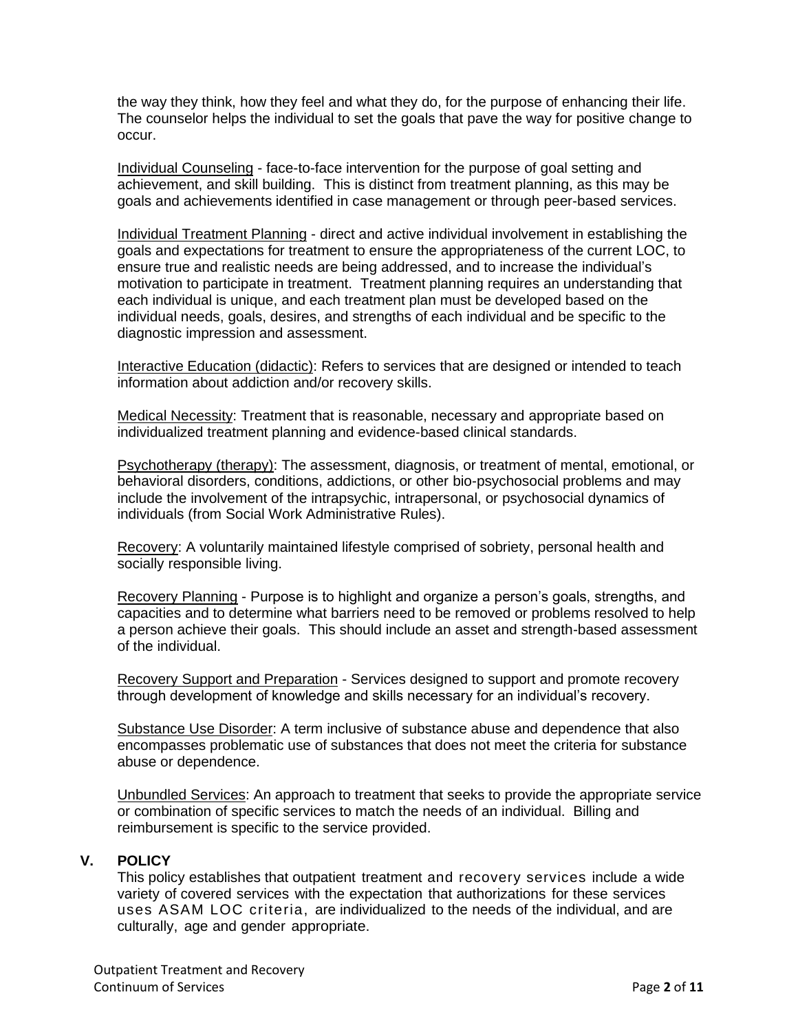the way they think, how they feel and what they do, for the purpose of enhancing their life. The counselor helps the individual to set the goals that pave the way for positive change to occur.

Individual Counseling - face-to-face intervention for the purpose of goal setting and achievement, and skill building. This is distinct from treatment planning, as this may be goals and achievements identified in case management or through peer-based services.

Individual Treatment Planning - direct and active individual involvement in establishing the goals and expectations for treatment to ensure the appropriateness of the current LOC, to ensure true and realistic needs are being addressed, and to increase the individual's motivation to participate in treatment. Treatment planning requires an understanding that each individual is unique, and each treatment plan must be developed based on the individual needs, goals, desires, and strengths of each individual and be specific to the diagnostic impression and assessment.

Interactive Education (didactic): Refers to services that are designed or intended to teach information about addiction and/or recovery skills.

Medical Necessity: Treatment that is reasonable, necessary and appropriate based on individualized treatment planning and evidence-based clinical standards.

Psychotherapy (therapy): The assessment, diagnosis, or treatment of mental, emotional, or behavioral disorders, conditions, addictions, or other bio-psychosocial problems and may include the involvement of the intrapsychic, intrapersonal, or psychosocial dynamics of individuals (from Social Work Administrative Rules).

Recovery: A voluntarily maintained lifestyle comprised of sobriety, personal health and socially responsible living.

Recovery Planning - Purpose is to highlight and organize a person's goals, strengths, and capacities and to determine what barriers need to be removed or problems resolved to help a person achieve their goals. This should include an asset and strength-based assessment of the individual.

Recovery Support and Preparation - Services designed to support and promote recovery through development of knowledge and skills necessary for an individual's recovery.

Substance Use Disorder: A term inclusive of substance abuse and dependence that also encompasses problematic use of substances that does not meet the criteria for substance abuse or dependence.

Unbundled Services: An approach to treatment that seeks to provide the appropriate service or combination of specific services to match the needs of an individual. Billing and reimbursement is specific to the service provided.

## V. POLICY

This policy establishes that outpatient treatment and recovery services include a wide variety of covered services with the expectation that authorizations for these services uses ASAM LOC criteria, are individualized to the needs of the individual, and are culturally, age and gender appropriate.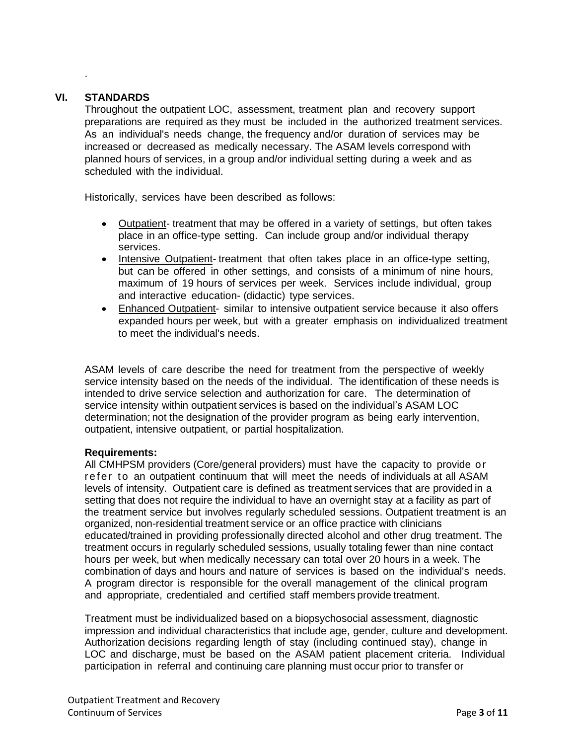## VI. STANDARDS

Throughout the outpatient LOC, assessment, treatment plan and recovery support preparations are required as they must be included in the authorized treatment services. As an individual's needs change, the frequency and/or duration of services may be increased or decreased as medically necessary. The ASAM levels correspond with planned hours of services, in a group and/or individual setting during a week and as scheduled with the individual.

Historically, services have been described as follows:

- Outpatient- treatment that may be offered in a variety of settings, but often takes place in an office-type setting. Can include group and/or individual therapy services.
- Intensive Outpatient- treatment that often takes place in an office-type setting, but can be offered in other settings, and consists of a minimum of nine hours, maximum of 19 hours of services per week. Services include individual, group and interactive education- (didactic) type services.
- Enhanced Outpatient- similar to intensive outpatient service because it also offers expanded hours per week, but with a greater emphasis on individualized treatment to meet the individual's needs.

ASAM levels of care describe the need for treatment from the perspective of weekly service intensity based on the needs of the individual. The identification of these needs is intended to drive service selection and authorization for care. The determination of service intensity within outpatient services is based on the individual's ASAM LOC determination; not the designation of the provider program as being early intervention, outpatient, intensive outpatient, or partial hospitalization.

**Requirements:**

All CMHPSM providers (Core/general providers) must have the capacity to provide or refer to an outpatient continuum that will meet the needs of individuals at all ASAM levels of intensity. Outpatient care is defined as treatment services that are provided in a setting that does not require the individual to have an overnight stay at a facility as part of the treatment service but involves regularly scheduled sessions. Outpatient treatment is an organized, non-residential treatment service or an office practice with clinicians educated/trained in providing professionally directed alcohol and other drug treatment. The treatment occurs in regularly scheduled sessions, usually totaling fewer than nine contact hours per week, but when medically necessary can total over 20 hours in a week. The combination of days and hours and nature of services is based on the individual's needs. A program director is responsible for the overall management of the clinical program and appropriate, credentialed and certified staff members provide treatment.

Treatment must be individualized based on a biopsychosocial assessment, diagnostic impression and individual characteristics that include age, gender, culture and development. Authorization decisions regarding length of stay (including continued stay), change in LOC and discharge, must be based on the ASAM patient placement criteria. Individual participation in referral and continuing care planning must occur prior to transfer or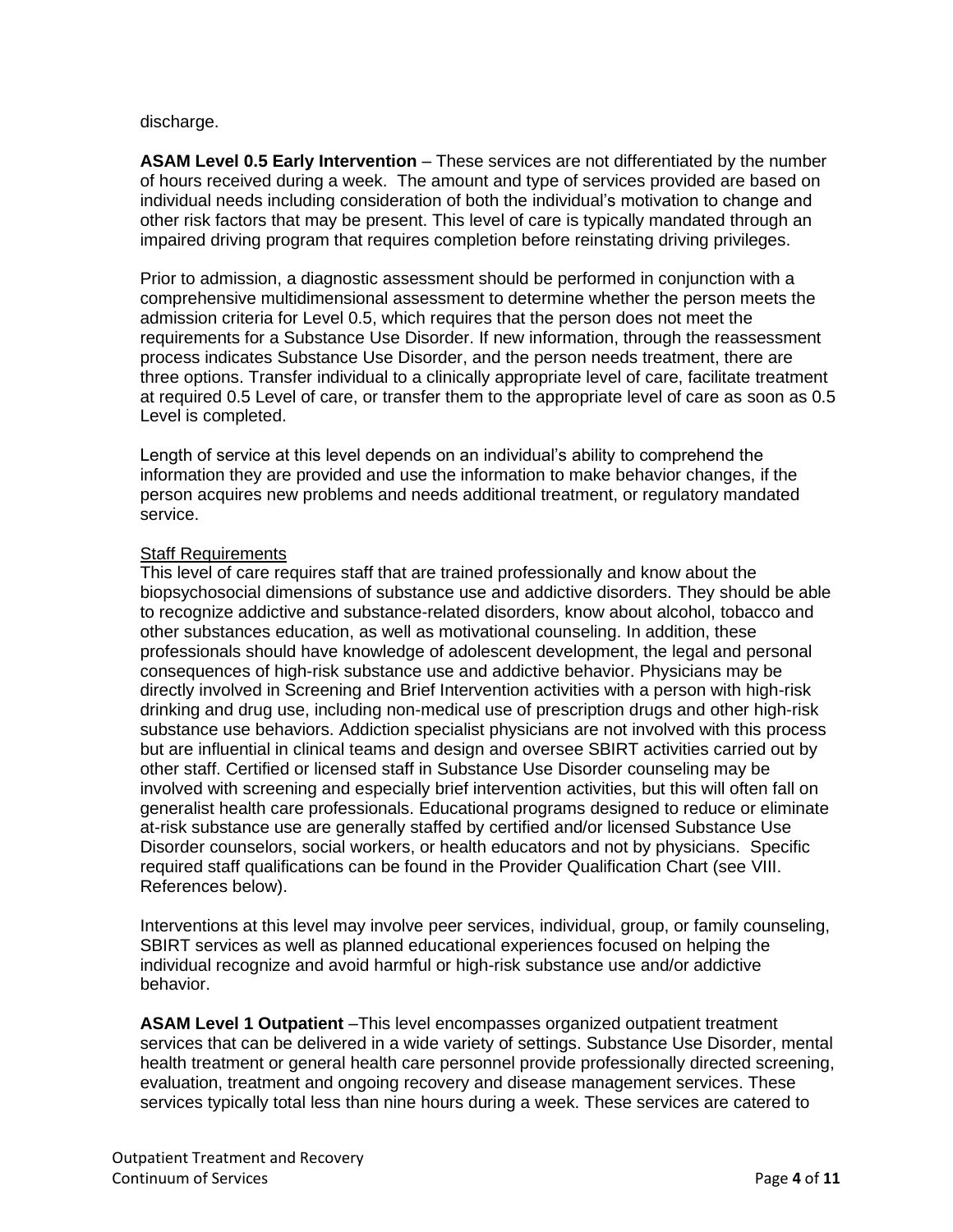discharge.

**ASAM Level 0.5 Early Intervention** – These services are not differentiated by the number of hours received during a week. The amount and type of services provided are based on individual needs including consideration of both the individual's motivation to change and other risk factors that may be present. This level of care is typically mandated through an impaired driving program that requires completion before reinstating driving privileges.

Prior to admission, a diagnostic assessment should be performed in conjunction with a comprehensive multidimensional assessment to determine whether the person meets the admission criteria for Level 0.5, which requires that the person does not meet the requirements for a Substance Use Disorder. If new information, through the reassessment process indicates Substance Use Disorder, and the person needs treatment, there are three options. Transfer individual to a clinically appropriate level of care, facilitate treatment at required 0.5 Level of care, or transfer them to the appropriate level of care as soon as 0.5 Level is completed.

Length of service at this level depends on an individual's ability to comprehend the information they are provided and use the information to make behavior changes, if the person acquires new problems and needs additional treatment, or regulatory mandated service.

Staff Requirements

This level of care requires staff that are trained professionally and know about the biopsychosocial dimensions of substance use and addictive disorders. They should be able to recognize addictive and substance-related disorders, know about alcohol, tobacco and other substances education, as well as motivational counseling. In addition, these professionals should have knowledge of adolescent development, the legal and personal consequences of high-risk substance use and addictive behavior. Physicians may be directly involved in Screening and Brief Intervention activities with a person with high-risk drinking and drug use, including non-medical use of prescription drugs and other high-risk substance use behaviors. Addiction specialist physicians are not involved with this process but are influential in clinical teams and design and oversee SBIRT activities carried out by other staff. Certified or licensed staff in Substance Use Disorder counseling may be involved with screening and especially brief intervention activities, but this will often fall on generalist health care professionals. Educational programs designed to reduce or eliminate at-risk substance use are generally staffed by certified and/or licensed Substance Use Disorder counselors, social workers, or health educators and not by physicians. Specific required staff qualifications can be found in the Provider Qualification Chart (see VIII. References below).

Interventions at this level may involve peer services, individual, group, or family counseling, SBIRT services as well as planned educational experiences focused on helping the individual recognize and avoid harmful or high-risk substance use and/or addictive behavior.

**ASAM Level 1 Outpatient** –This level encompasses organized outpatient treatment services that can be delivered in a wide variety of settings. Substance Use Disorder, mental health treatment or general health care personnel provide professionally directed screening, evaluation, treatment and ongoing recovery and disease management services. These services typically total less than nine hours during a week. These services are catered to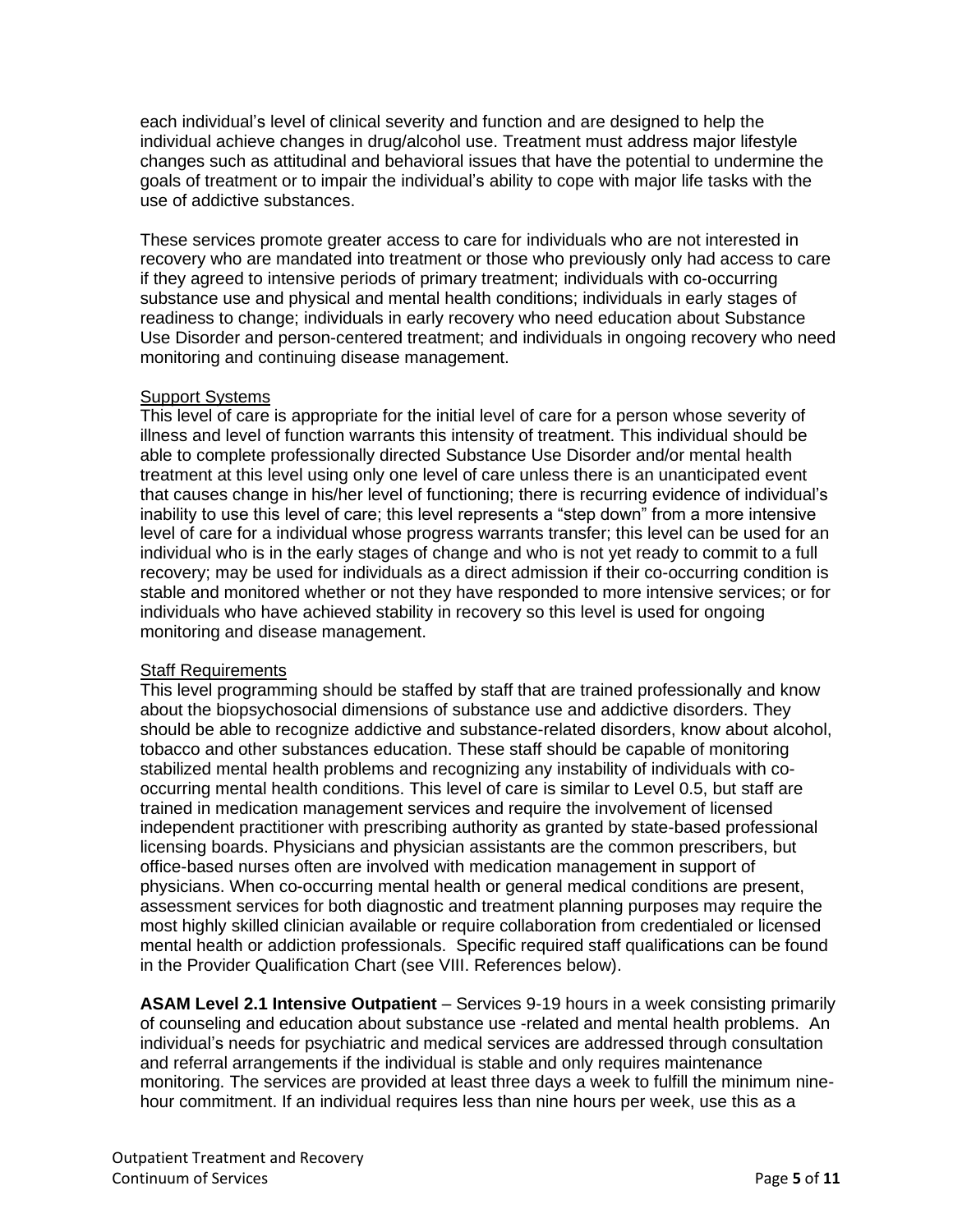each individual's level of clinical severity and function and are designed to help the individual achieve changes in drug/alcohol use. Treatment must address major lifestyle changes such as attitudinal and behavioral issues that have the potential to undermine the goals of treatment or to impair the individual's ability to cope with major life tasks with the use of addictive substances.

These services promote greater access to care for individuals who are not interested in recovery who are mandated into treatment or those who previously only had access to care if they agreed to intensive periods of primary treatment; individuals with co-occurring substance use and physical and mental health conditions; individuals in early stages of readiness to change; individuals in early recovery who need education about Substance Use Disorder and person-centered treatment; and individuals in ongoing recovery who need monitoring and continuing disease management.

Support Systems
This level of care is appropriate for the initial level of care for a person whose severity of illness and level of function warrants this intensity of treatment. This individual should be able to complete professionally directed Substance Use Disorder and/or mental health treatment at this level using only one level of care unless there is an unanticipated event that causes change in his/her level of functioning; there is recurring evidence of individual's inability to use this level of care; this level represents a "step down" from a more intensive level of care for a individual whose progress warrants transfer; this level can be used for an individual who is in the early stages of change and who is not yet ready to commit to a full recovery; may be used for individuals as a direct admission if their co-occurring condition is stable and monitored whether or not they have responded to more intensive services; or for individuals who have achieved stability in recovery so this level is used for ongoing monitoring and disease management.

Staff Requirements
This level programming should be staffed by staff that are trained professionally and know about the biopsychosocial dimensions of substance use and addictive disorders. They should be able to recognize addictive and substance-related disorders, know about alcohol, tobacco and other substances education. These staff should be capable of monitoring stabilized mental health problems and recognizing any instability of individuals with co-occurring mental health conditions. This level of care is similar to Level 0.5, but staff are trained in medication management services and require the involvement of licensed independent practitioner with prescribing authority as granted by state-based professional licensing boards. Physicians and physician assistants are the common prescribers, but office-based nurses often are involved with medication management in support of physicians. When co-occurring mental health or general medical conditions are present, assessment services for both diagnostic and treatment planning purposes may require the most highly skilled clinician available or require collaboration from credentialed or licensed mental health or addiction professionals. Specific required staff qualifications can be found in the Provider Qualification Chart (see VIII. References below).

**ASAM Level 2.1 Intensive Outpatient** – Services 9-19 hours in a week consisting primarily of counseling and education about substance use -related and mental health problems. An individual's needs for psychiatric and medical services are addressed through consultation and referral arrangements if the individual is stable and only requires maintenance monitoring. The services are provided at least three days a week to fulfill the minimum nine-hour commitment. If an individual requires less than nine hours per week, use this as a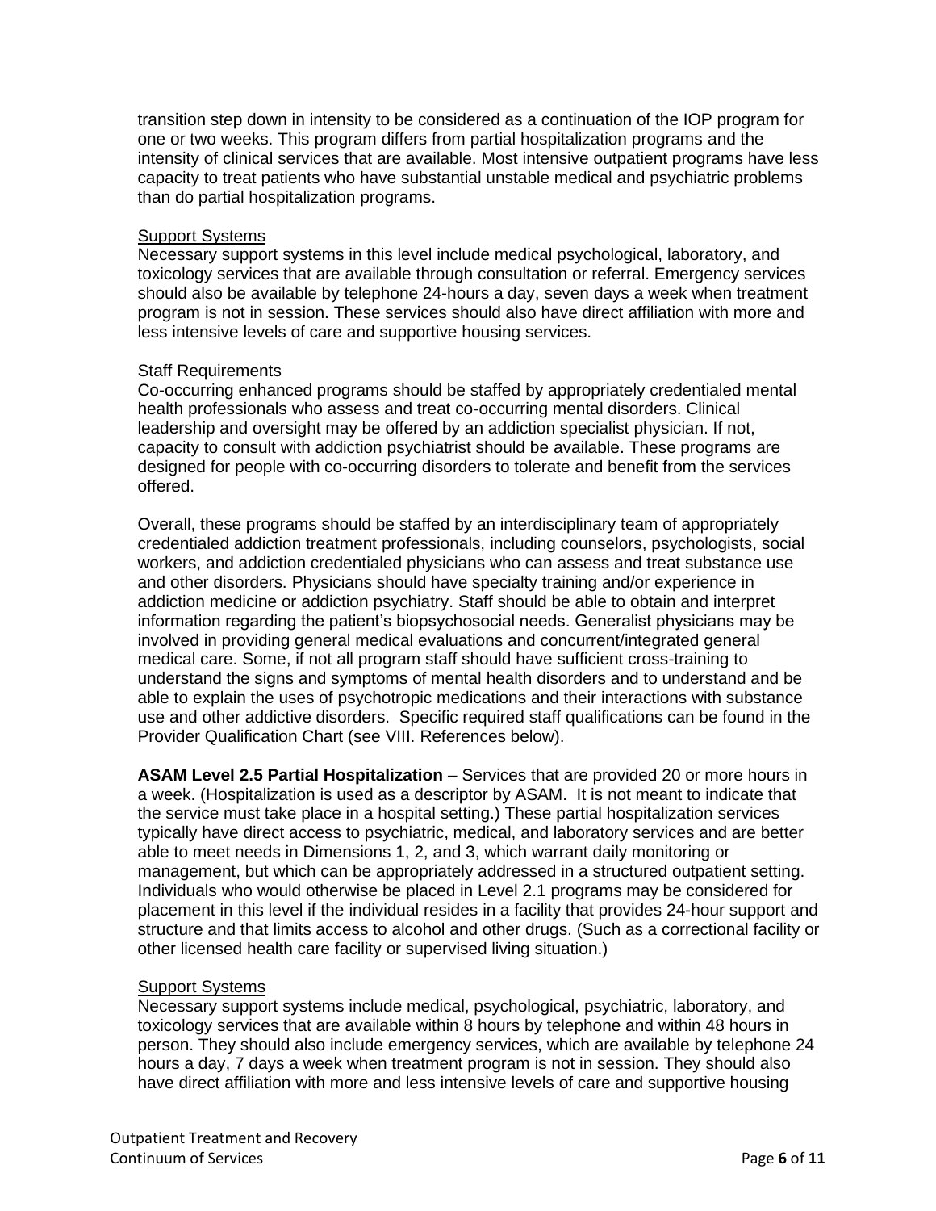transition step down in intensity to be considered as a continuation of the IOP program for one or two weeks. This program differs from partial hospitalization programs and the intensity of clinical services that are available. Most intensive outpatient programs have less capacity to treat patients who have substantial unstable medical and psychiatric problems than do partial hospitalization programs.

Support Systems

Necessary support systems in this level include medical psychological, laboratory, and toxicology services that are available through consultation or referral. Emergency services should also be available by telephone 24-hours a day, seven days a week when treatment program is not in session. These services should also have direct affiliation with more and less intensive levels of care and supportive housing services.

Staff Requirements

Co-occurring enhanced programs should be staffed by appropriately credentialed mental health professionals who assess and treat co-occurring mental disorders. Clinical leadership and oversight may be offered by an addiction specialist physician. If not, capacity to consult with addiction psychiatrist should be available. These programs are designed for people with co-occurring disorders to tolerate and benefit from the services offered.

Overall, these programs should be staffed by an interdisciplinary team of appropriately credentialed addiction treatment professionals, including counselors, psychologists, social workers, and addiction credentialed physicians who can assess and treat substance use and other disorders. Physicians should have specialty training and/or experience in addiction medicine or addiction psychiatry. Staff should be able to obtain and interpret information regarding the patient's biopsychosocial needs. Generalist physicians may be involved in providing general medical evaluations and concurrent/integrated general medical care. Some, if not all program staff should have sufficient cross-training to understand the signs and symptoms of mental health disorders and to understand and be able to explain the uses of psychotropic medications and their interactions with substance use and other addictive disorders. Specific required staff qualifications can be found in the Provider Qualification Chart (see VIII. References below).

**ASAM Level 2.5 Partial Hospitalization** – Services that are provided 20 or more hours in a week. (Hospitalization is used as a descriptor by ASAM. It is not meant to indicate that the service must take place in a hospital setting.) These partial hospitalization services typically have direct access to psychiatric, medical, and laboratory services and are better able to meet needs in Dimensions 1, 2, and 3, which warrant daily monitoring or management, but which can be appropriately addressed in a structured outpatient setting. Individuals who would otherwise be placed in Level 2.1 programs may be considered for placement in this level if the individual resides in a facility that provides 24-hour support and structure and that limits access to alcohol and other drugs. (Such as a correctional facility or other licensed health care facility or supervised living situation.)

Support Systems

Necessary support systems include medical, psychological, psychiatric, laboratory, and toxicology services that are available within 8 hours by telephone and within 48 hours in person. They should also include emergency services, which are available by telephone 24 hours a day, 7 days a week when treatment program is not in session. They should also have direct affiliation with more and less intensive levels of care and supportive housing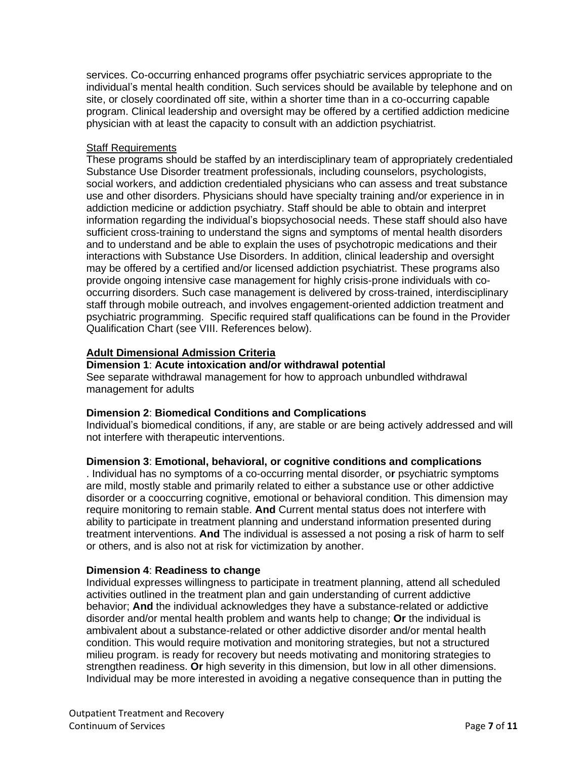services. Co-occurring enhanced programs offer psychiatric services appropriate to the individual's mental health condition. Such services should be available by telephone and on site, or closely coordinated off site, within a shorter time than in a co-occurring capable program. Clinical leadership and oversight may be offered by a certified addiction medicine physician with at least the capacity to consult with an addiction psychiatrist.

Staff Requirements

These programs should be staffed by an interdisciplinary team of appropriately credentialed Substance Use Disorder treatment professionals, including counselors, psychologists, social workers, and addiction credentialed physicians who can assess and treat substance use and other disorders. Physicians should have specialty training and/or experience in in addiction medicine or addiction psychiatry. Staff should be able to obtain and interpret information regarding the individual's biopsychosocial needs. These staff should also have sufficient cross-training to understand the signs and symptoms of mental health disorders and to understand and be able to explain the uses of psychotropic medications and their interactions with Substance Use Disorders. In addition, clinical leadership and oversight may be offered by a certified and/or licensed addiction psychiatrist. These programs also provide ongoing intensive case management for highly crisis-prone individuals with co-occurring disorders. Such case management is delivered by cross-trained, interdisciplinary staff through mobile outreach, and involves engagement-oriented addiction treatment and psychiatric programming. Specific required staff qualifications can be found in the Provider Qualification Chart (see VIII. References below).

**Adult Dimensional Admission Criteria**

**Dimension 1**: **Acute intoxication and/or withdrawal potential**

See separate withdrawal management for how to approach unbundled withdrawal management for adults

**Dimension 2**: **Biomedical Conditions and Complications**

Individual's biomedical conditions, if any, are stable or are being actively addressed and will not interfere with therapeutic interventions.

**Dimension 3**: **Emotional, behavioral, or cognitive conditions and complications**

. Individual has no symptoms of a co-occurring mental disorder, o**r** psychiatric symptoms are mild, mostly stable and primarily related to either a substance use or other addictive disorder or a cooccurring cognitive, emotional or behavioral condition. This dimension may require monitoring to remain stable. **And** Current mental status does not interfere with ability to participate in treatment planning and understand information presented during treatment interventions. **And** The individual is assessed a not posing a risk of harm to self or others, and is also not at risk for victimization by another.

**Dimension 4**: **Readiness to change**

Individual expresses willingness to participate in treatment planning, attend all scheduled activities outlined in the treatment plan and gain understanding of current addictive behavior; **And** the individual acknowledges they have a substance-related or addictive disorder and/or mental health problem and wants help to change; **Or** the individual is ambivalent about a substance-related or other addictive disorder and/or mental health condition. This would require motivation and monitoring strategies, but not a structured milieu program. is ready for recovery but needs motivating and monitoring strategies to strengthen readiness. **Or** high severity in this dimension, but low in all other dimensions. Individual may be more interested in avoiding a negative consequence than in putting the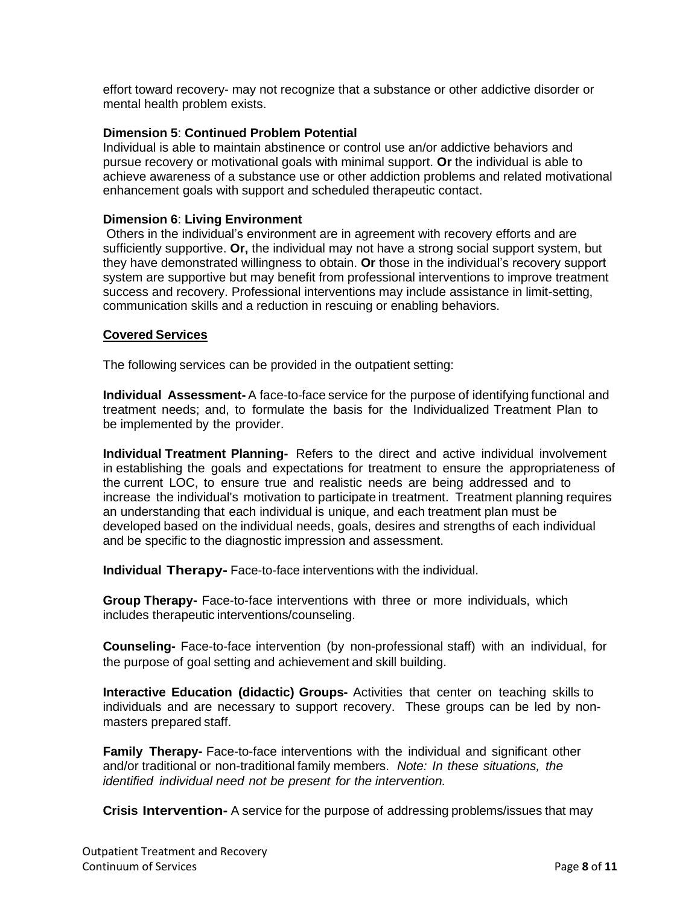effort toward recovery- may not recognize that a substance or other addictive disorder or mental health problem exists.

**Dimension 5**: **Continued Problem Potential**
Individual is able to maintain abstinence or control use an/or addictive behaviors and pursue recovery or motivational goals with minimal support. **Or** the individual is able to achieve awareness of a substance use or other addiction problems and related motivational enhancement goals with support and scheduled therapeutic contact.

**Dimension 6**: **Living Environment**
Others in the individual's environment are in agreement with recovery efforts and are sufficiently supportive. **Or,** the individual may not have a strong social support system, but they have demonstrated willingness to obtain. **Or** those in the individual's recovery support system are supportive but may benefit from professional interventions to improve treatment success and recovery. Professional interventions may include assistance in limit-setting, communication skills and a reduction in rescuing or enabling behaviors.

**Covered Services**

The following services can be provided in the outpatient setting:

**Individual Assessment-** A face-to-face service for the purpose of identifying functional and treatment needs; and, to formulate the basis for the Individualized Treatment Plan to be implemented by the provider.

**Individual Treatment Planning-** Refers to the direct and active individual involvement in establishing the goals and expectations for treatment to ensure the appropriateness of the current LOC, to ensure true and realistic needs are being addressed and to increase the individual's motivation to participate in treatment. Treatment planning requires an understanding that each individual is unique, and each treatment plan must be developed based on the individual needs, goals, desires and strengths of each individual and be specific to the diagnostic impression and assessment.

**Individual Therapy-** Face-to-face interventions with the individual.

**Group Therapy-** Face-to-face interventions with three or more individuals, which includes therapeutic interventions/counseling.

**Counseling-** Face-to-face intervention (by non-professional staff) with an individual, for the purpose of goal setting and achievement and skill building.

**Interactive Education (didactic) Groups-** Activities that center on teaching skills to individuals and are necessary to support recovery. These groups can be led by non-masters prepared staff.

**Family Therapy-** Face-to-face interventions with the individual and significant other and/or traditional or non-traditional family members. *Note: In these situations, the identified individual need not be present for the intervention.*

**Crisis Intervention-** A service for the purpose of addressing problems/issues that may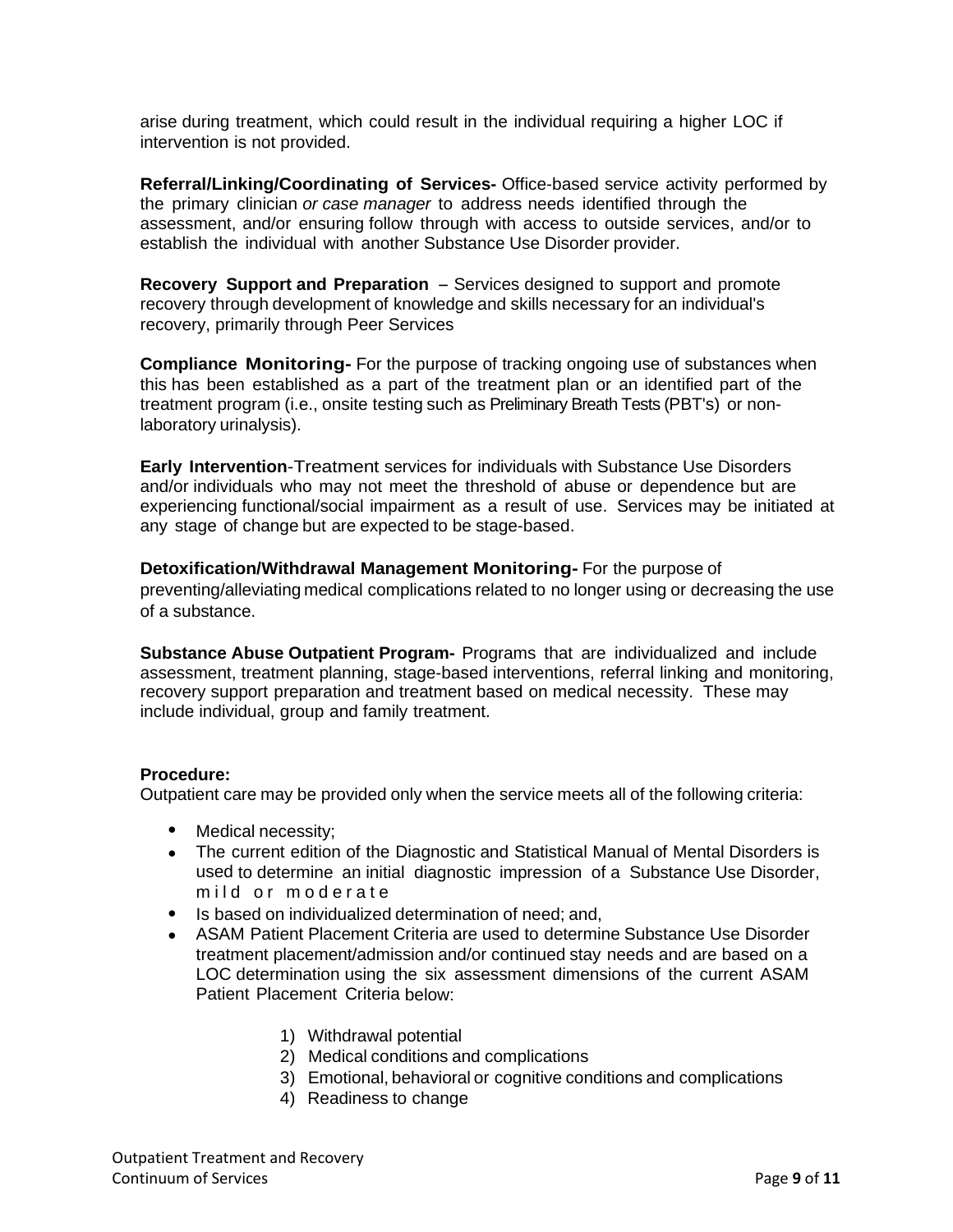arise during treatment, which could result in the individual requiring a higher LOC if intervention is not provided.

**Referral/Linking/Coordinating of Services-** Office-based service activity performed by the primary clinician *or case manager* to address needs identified through the assessment, and/or ensuring follow through with access to outside services, and/or to establish the individual with another Substance Use Disorder provider.

**Recovery Support and Preparation** – Services designed to support and promote recovery through development of knowledge and skills necessary for an individual's recovery, primarily through Peer Services

**Compliance Monitoring-** For the purpose of tracking ongoing use of substances when this has been established as a part of the treatment plan or an identified part of the treatment program (i.e., onsite testing such as Preliminary Breath Tests (PBT's) or non-laboratory urinalysis).

**Early Intervention**-Treatment services for individuals with Substance Use Disorders and/or individuals who may not meet the threshold of abuse or dependence but are experiencing functional/social impairment as a result of use. Services may be initiated at any stage of change but are expected to be stage-based.

**Detoxification/Withdrawal Management Monitoring-** For the purpose of preventing/alleviating medical complications related to no longer using or decreasing the use of a substance.

**Substance Abuse Outpatient Program-** Programs that are individualized and include assessment, treatment planning, stage-based interventions, referral linking and monitoring, recovery support preparation and treatment based on medical necessity. These may include individual, group and family treatment.

**Procedure:**

Outpatient care may be provided only when the service meets all of the following criteria:

- Medical necessity;
- The current edition of the Diagnostic and Statistical Manual of Mental Disorders is used to determine an initial diagnostic impression of a Substance Use Disorder, mild or moderate
- Is based on individualized determination of need; and,
- ASAM Patient Placement Criteria are used to determine Substance Use Disorder treatment placement/admission and/or continued stay needs and are based on a LOC determination using the six assessment dimensions of the current ASAM Patient Placement Criteria below:

  1) Withdrawal potential
  2) Medical conditions and complications
  3) Emotional, behavioral or cognitive conditions and complications
  4) Readiness to change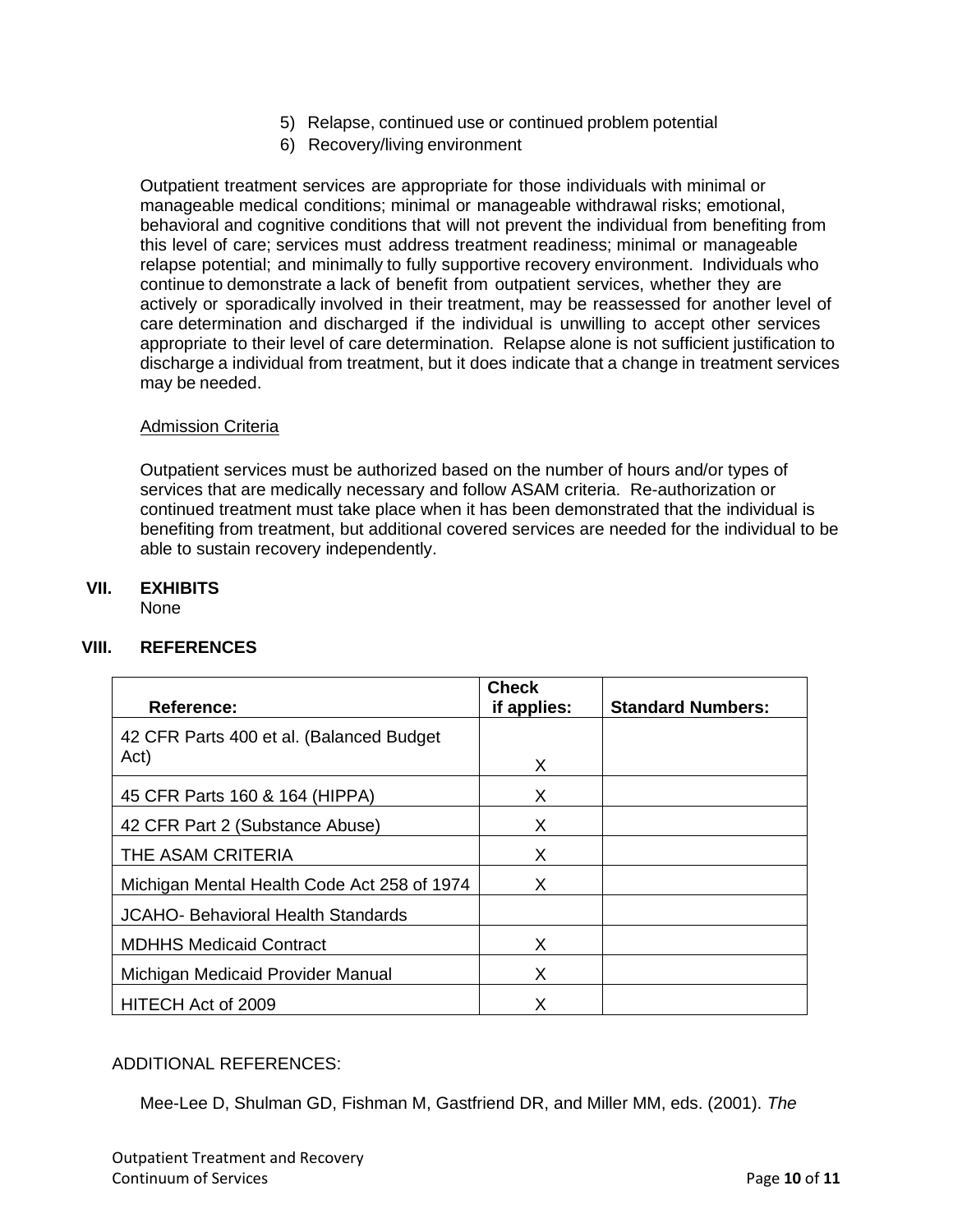5) Relapse, continued use or continued problem potential
6) Recovery/living environment

Outpatient treatment services are appropriate for those individuals with minimal or manageable medical conditions; minimal or manageable withdrawal risks; emotional, behavioral and cognitive conditions that will not prevent the individual from benefiting from this level of care; services must address treatment readiness; minimal or manageable relapse potential; and minimally to fully supportive recovery environment. Individuals who continue to demonstrate a lack of benefit from outpatient services, whether they are actively or sporadically involved in their treatment, may be reassessed for another level of care determination and discharged if the individual is unwilling to accept other services appropriate to their level of care determination. Relapse alone is not sufficient justification to discharge a individual from treatment, but it does indicate that a change in treatment services may be needed.

Admission Criteria

Outpatient services must be authorized based on the number of hours and/or types of services that are medically necessary and follow ASAM criteria. Re-authorization or continued treatment must take place when it has been demonstrated that the individual is benefiting from treatment, but additional covered services are needed for the individual to be able to sustain recovery independently.

## VII. EXHIBITS

None

## VIII. REFERENCES

| Reference: | Check if applies: | Standard Numbers: |
|---|---|---|
| 42 CFR Parts 400 et al. (Balanced Budget Act) | X | |
| 45 CFR Parts 160 & 164 (HIPPA) | X | |
| 42 CFR Part 2 (Substance Abuse) | X | |
| THE ASAM CRITERIA | X | |
| Michigan Mental Health Code Act 258 of 1974 | X | |
| JCAHO- Behavioral Health Standards | | |
| MDHHS Medicaid Contract | X | |
| Michigan Medicaid Provider Manual | X | |
| HITECH Act of 2009 | X | |

ADDITIONAL REFERENCES:

Mee-Lee D, Shulman GD, Fishman M, Gastfriend DR, and Miller MM, eds. (2001). *The*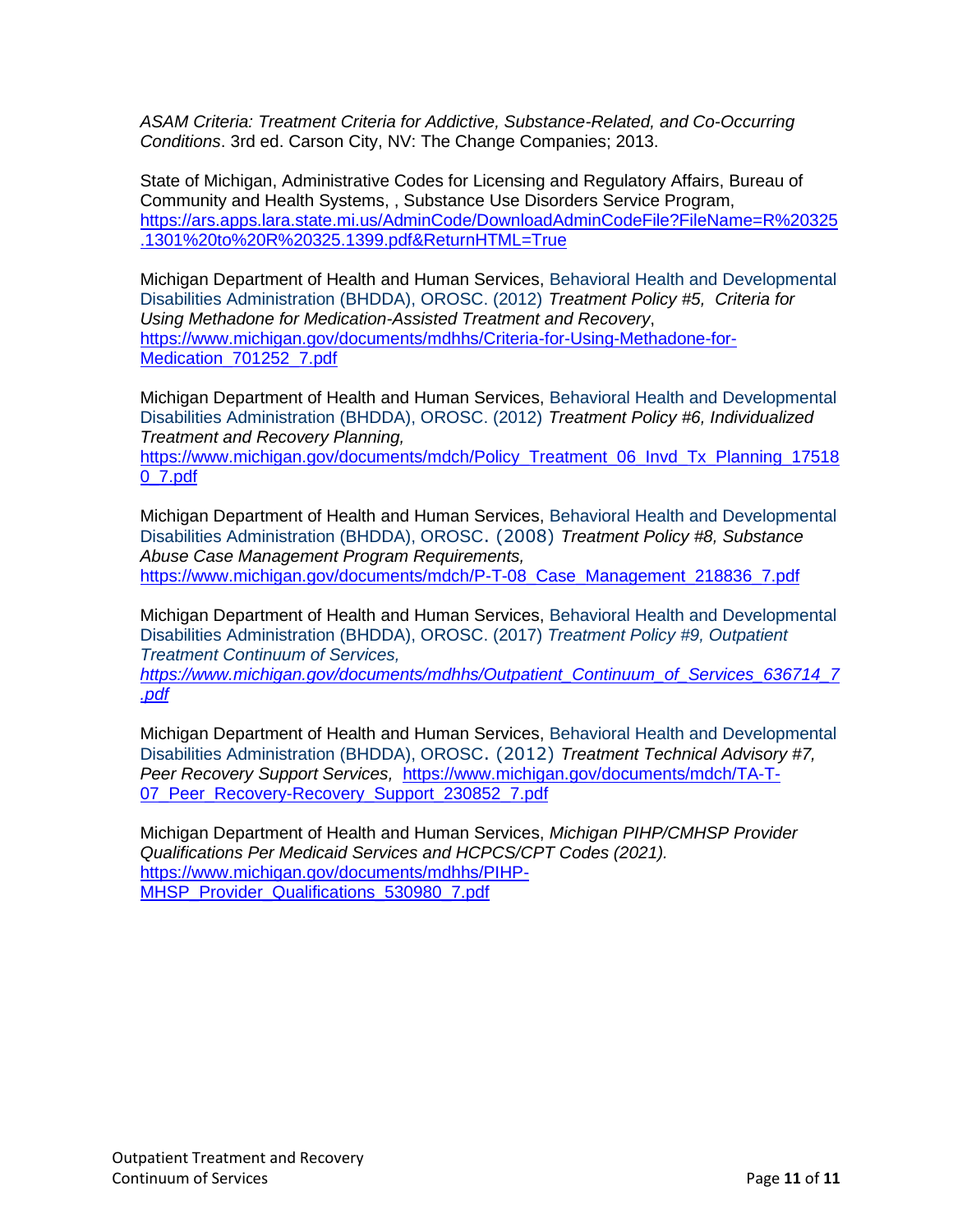*ASAM Criteria: Treatment Criteria for Addictive, Substance-Related, and Co-Occurring Conditions*. 3rd ed. Carson City, NV: The Change Companies; 2013.

State of Michigan, Administrative Codes for Licensing and Regulatory Affairs, Bureau of Community and Health Systems, , Substance Use Disorders Service Program, https://ars.apps.lara.state.mi.us/AdminCode/DownloadAdminCodeFile?FileName=R%20325.1301%20to%20R%20325.1399.pdf&ReturnHTML=True

Michigan Department of Health and Human Services, Behavioral Health and Developmental Disabilities Administration (BHDDA), OROSC. (2012) *Treatment Policy #5, Criteria for Using Methadone for Medication-Assisted Treatment and Recovery*, https://www.michigan.gov/documents/mdhhs/Criteria-for-Using-Methadone-for-Medication_701252_7.pdf

Michigan Department of Health and Human Services, Behavioral Health and Developmental Disabilities Administration (BHDDA), OROSC. (2012) *Treatment Policy #6, Individualized Treatment and Recovery Planning,* https://www.michigan.gov/documents/mdch/Policy_Treatment_06_Invd_Tx_Planning_175180_7.pdf

Michigan Department of Health and Human Services, Behavioral Health and Developmental Disabilities Administration (BHDDA), OROSC. (2008) *Treatment Policy #8, Substance Abuse Case Management Program Requirements,* https://www.michigan.gov/documents/mdch/P-T-08_Case_Management_218836_7.pdf

Michigan Department of Health and Human Services, Behavioral Health and Developmental Disabilities Administration (BHDDA), OROSC. (2017) *Treatment Policy #9, Outpatient Treatment Continuum of Services,* *https://www.michigan.gov/documents/mdhhs/Outpatient_Continuum_of_Services_636714_7.pdf*

Michigan Department of Health and Human Services, Behavioral Health and Developmental Disabilities Administration (BHDDA), OROSC. (2012) *Treatment Technical Advisory #7, Peer Recovery Support Services,* https://www.michigan.gov/documents/mdch/TA-T-07_Peer_Recovery-Recovery_Support_230852_7.pdf

Michigan Department of Health and Human Services, *Michigan PIHP/CMHSP Provider Qualifications Per Medicaid Services and HCPCS/CPT Codes (2021).* https://www.michigan.gov/documents/mdhhs/PIHP-MHSP_Provider_Qualifications_530980_7.pdf